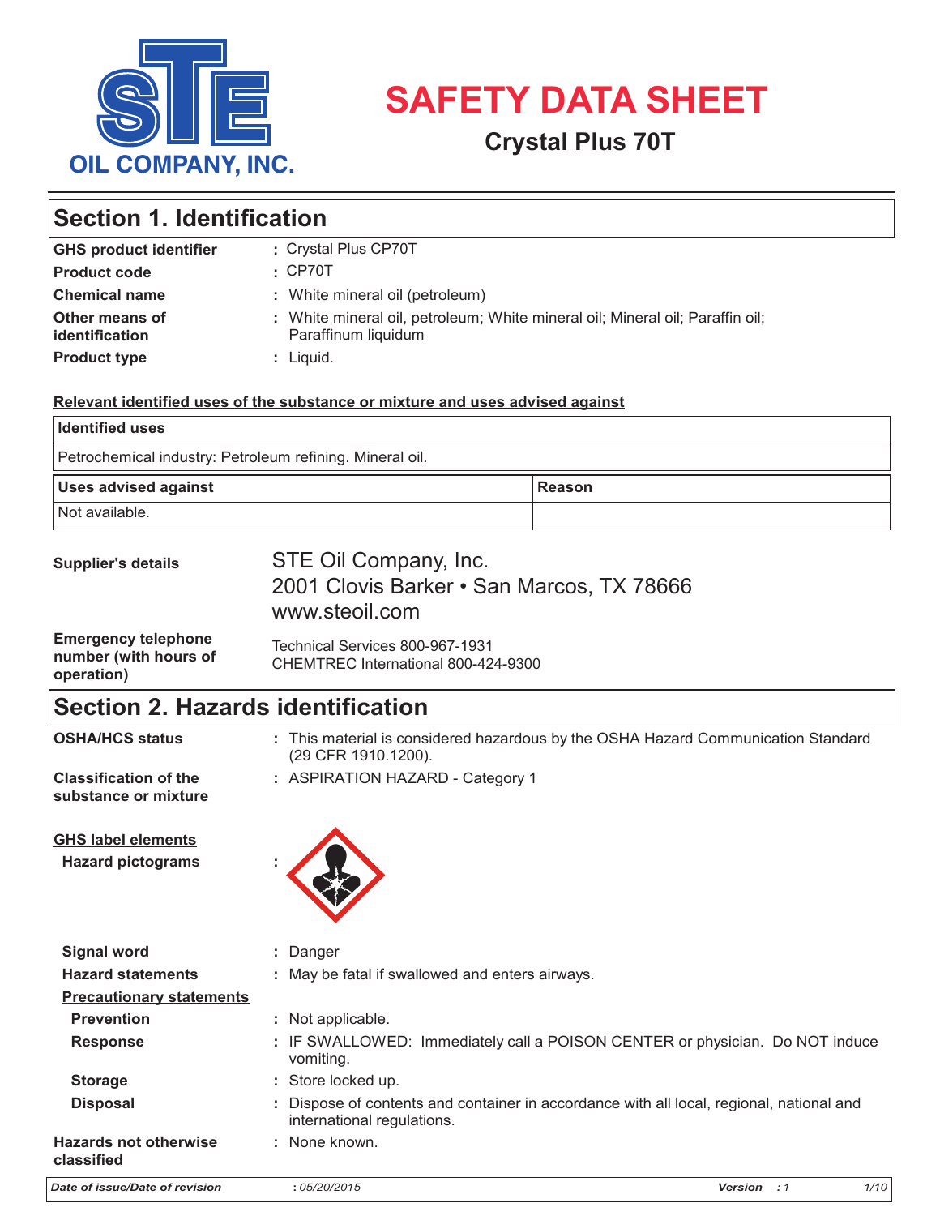OIL COMPANY, INC.

# SAFETY DATA SHEET

## Crystal Plus 70T

## Section 1. Identification

**GHS product identifier** : Crystal Plus CP70T

**Product code** : CP70T

**Chemical name** : White mineral oil (petroleum)

**Other means of identification** : White mineral oil, petroleum; White mineral oil; Mineral oil; Paraffin oil; Paraffinum liquidum

**Product type** : Liquid.

**Relevant identified uses of the substance or mixture and uses advised against**

| Identified uses | |
|---|---|
| Petrochemical industry: Petroleum refining. Mineral oil. | |
| **Uses advised against** | **Reason** |
| Not available. | |

**Supplier's details**

STE Oil Company, Inc.
2001 Clovis Barker • San Marcos, TX 78666
www.steoil.com

**Emergency telephone number (with hours of operation)**

Technical Services 800-967-1931
CHEMTREC International 800-424-9300

## Section 2. Hazards identification

**OSHA/HCS status** : This material is considered hazardous by the OSHA Hazard Communication Standard (29 CFR 1910.1200).

**Classification of the substance or mixture** : ASPIRATION HAZARD - Category 1

**GHS label elements**

**Hazard pictograms** :

**Signal word** : Danger

**Hazard statements** : May be fatal if swallowed and enters airways.

**Precautionary statements**

**Prevention** : Not applicable.

**Response** : IF SWALLOWED: Immediately call a POISON CENTER or physician. Do NOT induce vomiting.

**Storage** : Store locked up.

**Disposal** : Dispose of contents and container in accordance with all local, regional, national and international regulations.

**Hazards not otherwise classified** : None known.

*Date of issue/Date of revision* : *05/20/2015* *Version* : *1*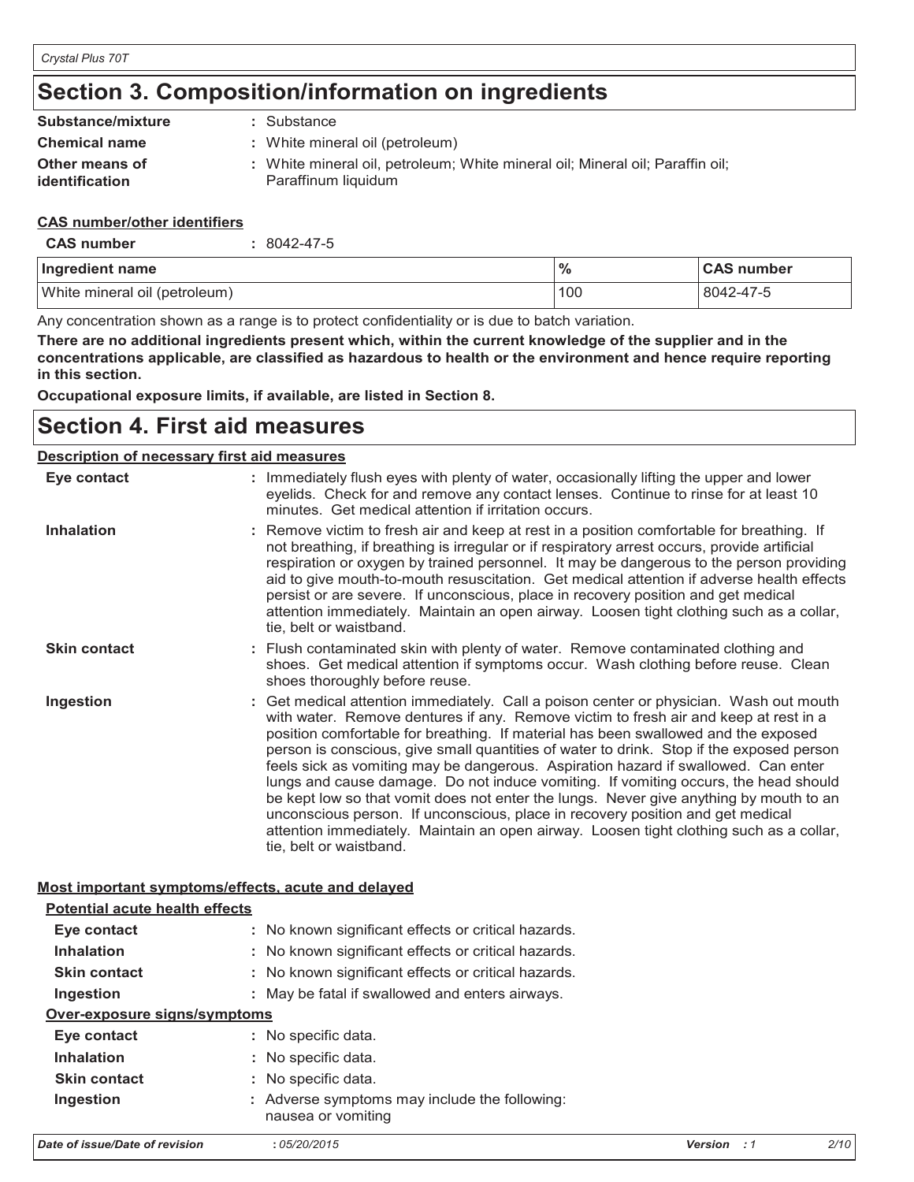## Section 3. Composition/information on ingredients

| | |
|---|---|
| **Substance/mixture** | : Substance |
| **Chemical name** | : White mineral oil (petroleum) |
| **Other means of identification** | : White mineral oil, petroleum; White mineral oil; Mineral oil; Paraffin oil; Paraffinum liquidum |

**CAS number/other identifiers**

**CAS number** : 8042-47-5

| Ingredient name | % | CAS number |
|---|---|---|
| White mineral oil (petroleum) | 100 | 8042-47-5 |

Any concentration shown as a range is to protect confidentiality or is due to batch variation.

**There are no additional ingredients present which, within the current knowledge of the supplier and in the concentrations applicable, are classified as hazardous to health or the environment and hence require reporting in this section.**

**Occupational exposure limits, if available, are listed in Section 8.**

## Section 4. First aid measures

**Description of necessary first aid measures**

| | |
|---|---|
| **Eye contact** | : Immediately flush eyes with plenty of water, occasionally lifting the upper and lower eyelids. Check for and remove any contact lenses. Continue to rinse for at least 10 minutes. Get medical attention if irritation occurs. |
| **Inhalation** | : Remove victim to fresh air and keep at rest in a position comfortable for breathing. If not breathing, if breathing is irregular or if respiratory arrest occurs, provide artificial respiration or oxygen by trained personnel. It may be dangerous to the person providing aid to give mouth-to-mouth resuscitation. Get medical attention if adverse health effects persist or are severe. If unconscious, place in recovery position and get medical attention immediately. Maintain an open airway. Loosen tight clothing such as a collar, tie, belt or waistband. |
| **Skin contact** | : Flush contaminated skin with plenty of water. Remove contaminated clothing and shoes. Get medical attention if symptoms occur. Wash clothing before reuse. Clean shoes thoroughly before reuse. |
| **Ingestion** | : Get medical attention immediately. Call a poison center or physician. Wash out mouth with water. Remove dentures if any. Remove victim to fresh air and keep at rest in a position comfortable for breathing. If material has been swallowed and the exposed person is conscious, give small quantities of water to drink. Stop if the exposed person feels sick as vomiting may be dangerous. Aspiration hazard if swallowed. Can enter lungs and cause damage. Do not induce vomiting. If vomiting occurs, the head should be kept low so that vomit does not enter the lungs. Never give anything by mouth to an unconscious person. If unconscious, place in recovery position and get medical attention immediately. Maintain an open airway. Loosen tight clothing such as a collar, tie, belt or waistband. |

**Most important symptoms/effects, acute and delayed**

**Potential acute health effects**

| | |
|---|---|
| **Eye contact** | : No known significant effects or critical hazards. |
| **Inhalation** | : No known significant effects or critical hazards. |
| **Skin contact** | : No known significant effects or critical hazards. |
| **Ingestion** | : May be fatal if swallowed and enters airways. |

**Over-exposure signs/symptoms**

| | |
|---|---|
| **Eye contact** | : No specific data. |
| **Inhalation** | : No specific data. |
| **Skin contact** | : No specific data. |
| **Ingestion** | : Adverse symptoms may include the following: nausea or vomiting |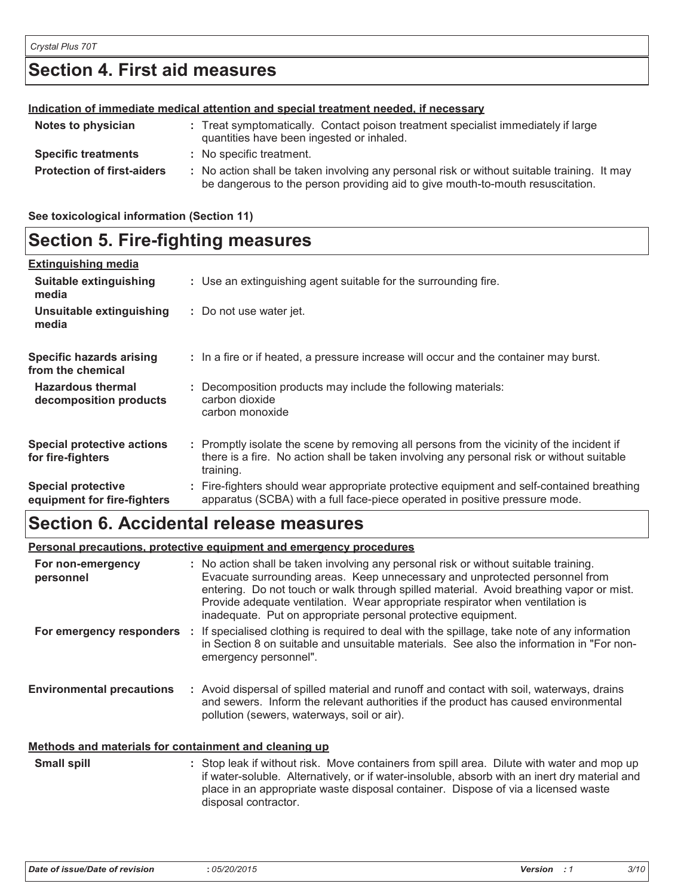## Section 4. First aid measures

**Indication of immediate medical attention and special treatment needed, if necessary**

| | |
|---|---|
| **Notes to physician** | : Treat symptomatically. Contact poison treatment specialist immediately if large quantities have been ingested or inhaled. |
| **Specific treatments** | : No specific treatment. |
| **Protection of first-aiders** | : No action shall be taken involving any personal risk or without suitable training. It may be dangerous to the person providing aid to give mouth-to-mouth resuscitation. |

**See toxicological information (Section 11)**

## Section 5. Fire-fighting measures

**Extinguishing media**

| | |
|---|---|
| **Suitable extinguishing media** | : Use an extinguishing agent suitable for the surrounding fire. |
| **Unsuitable extinguishing media** | : Do not use water jet. |
| **Specific hazards arising from the chemical** | : In a fire or if heated, a pressure increase will occur and the container may burst. |
| **Hazardous thermal decomposition products** | : Decomposition products may include the following materials: carbon dioxide carbon monoxide |
| **Special protective actions for fire-fighters** | : Promptly isolate the scene by removing all persons from the vicinity of the incident if there is a fire. No action shall be taken involving any personal risk or without suitable training. |
| **Special protective equipment for fire-fighters** | : Fire-fighters should wear appropriate protective equipment and self-contained breathing apparatus (SCBA) with a full face-piece operated in positive pressure mode. |

## Section 6. Accidental release measures

**Personal precautions, protective equipment and emergency procedures**

| | |
|---|---|
| **For non-emergency personnel** | : No action shall be taken involving any personal risk or without suitable training. Evacuate surrounding areas. Keep unnecessary and unprotected personnel from entering. Do not touch or walk through spilled material. Avoid breathing vapor or mist. Provide adequate ventilation. Wear appropriate respirator when ventilation is inadequate. Put on appropriate personal protective equipment. |
| **For emergency responders** | : If specialised clothing is required to deal with the spillage, take note of any information in Section 8 on suitable and unsuitable materials. See also the information in "For non-emergency personnel". |
| **Environmental precautions** | : Avoid dispersal of spilled material and runoff and contact with soil, waterways, drains and sewers. Inform the relevant authorities if the product has caused environmental pollution (sewers, waterways, soil or air). |

**Methods and materials for containment and cleaning up**

| | |
|---|---|
| **Small spill** | : Stop leak if without risk. Move containers from spill area. Dilute with water and mop up if water-soluble. Alternatively, or if water-insoluble, absorb with an inert dry material and place in an appropriate waste disposal container. Dispose of via a licensed waste disposal contractor. |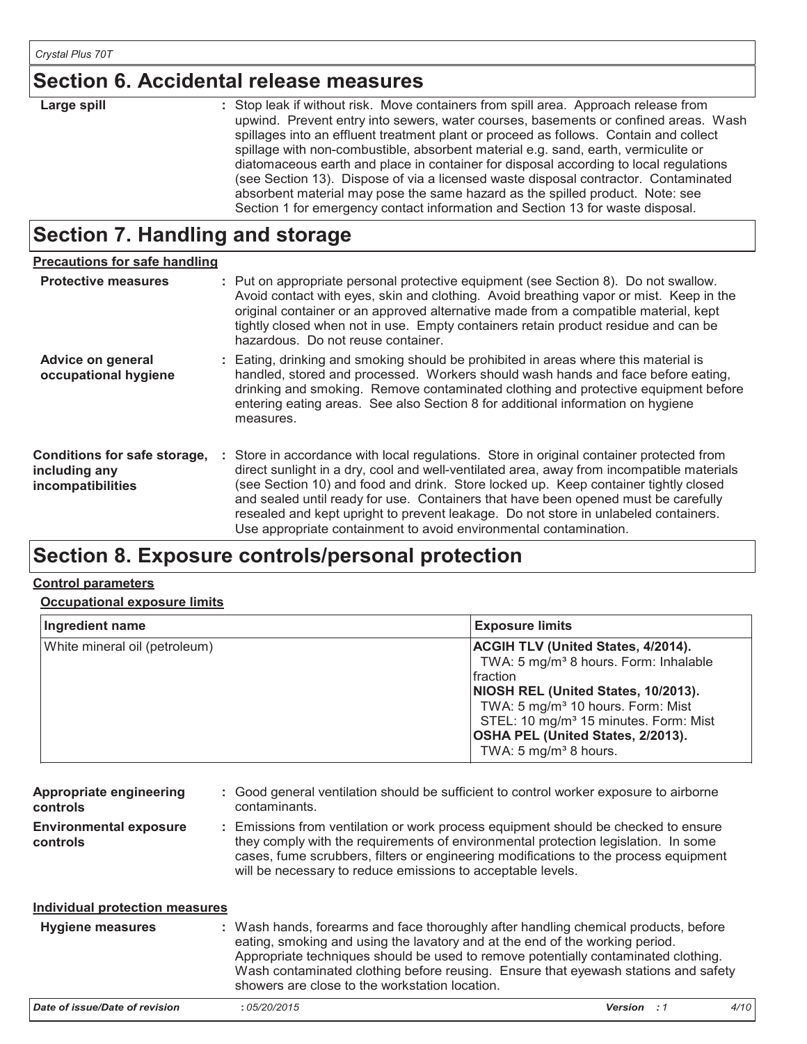## Section 6. Accidental release measures

**Large spill** : Stop leak if without risk. Move containers from spill area. Approach release from upwind. Prevent entry into sewers, water courses, basements or confined areas. Wash spillages into an effluent treatment plant or proceed as follows. Contain and collect spillage with non-combustible, absorbent material e.g. sand, earth, vermiculite or diatomaceous earth and place in container for disposal according to local regulations (see Section 13). Dispose of via a licensed waste disposal contractor. Contaminated absorbent material may pose the same hazard as the spilled product. Note: see Section 1 for emergency contact information and Section 13 for waste disposal.

## Section 7. Handling and storage

**Precautions for safe handling**

**Protective measures** : Put on appropriate personal protective equipment (see Section 8). Do not swallow. Avoid contact with eyes, skin and clothing. Avoid breathing vapor or mist. Keep in the original container or an approved alternative made from a compatible material, kept tightly closed when not in use. Empty containers retain product residue and can be hazardous. Do not reuse container.

**Advice on general occupational hygiene** : Eating, drinking and smoking should be prohibited in areas where this material is handled, stored and processed. Workers should wash hands and face before eating, drinking and smoking. Remove contaminated clothing and protective equipment before entering eating areas. See also Section 8 for additional information on hygiene measures.

**Conditions for safe storage, including any incompatibilities** : Store in accordance with local regulations. Store in original container protected from direct sunlight in a dry, cool and well-ventilated area, away from incompatible materials (see Section 10) and food and drink. Store locked up. Keep container tightly closed and sealed until ready for use. Containers that have been opened must be carefully resealed and kept upright to prevent leakage. Do not store in unlabeled containers. Use appropriate containment to avoid environmental contamination.

## Section 8. Exposure controls/personal protection

**Control parameters**

**Occupational exposure limits**

| Ingredient name | Exposure limits |
|---|---|
| White mineral oil (petroleum) | **ACGIH TLV (United States, 4/2014).**<br>TWA: 5 mg/m³ 8 hours. Form: Inhalable fraction<br>**NIOSH REL (United States, 10/2013).**<br>TWA: 5 mg/m³ 10 hours. Form: Mist<br>STEL: 10 mg/m³ 15 minutes. Form: Mist<br>**OSHA PEL (United States, 2/2013).**<br>TWA: 5 mg/m³ 8 hours. |

**Appropriate engineering controls** : Good general ventilation should be sufficient to control worker exposure to airborne contaminants.

**Environmental exposure controls** : Emissions from ventilation or work process equipment should be checked to ensure they comply with the requirements of environmental protection legislation. In some cases, fume scrubbers, filters or engineering modifications to the process equipment will be necessary to reduce emissions to acceptable levels.

**Individual protection measures**

**Hygiene measures** : Wash hands, forearms and face thoroughly after handling chemical products, before eating, smoking and using the lavatory and at the end of the working period. Appropriate techniques should be used to remove potentially contaminated clothing. Wash contaminated clothing before reusing. Ensure that eyewash stations and safety showers are close to the workstation location.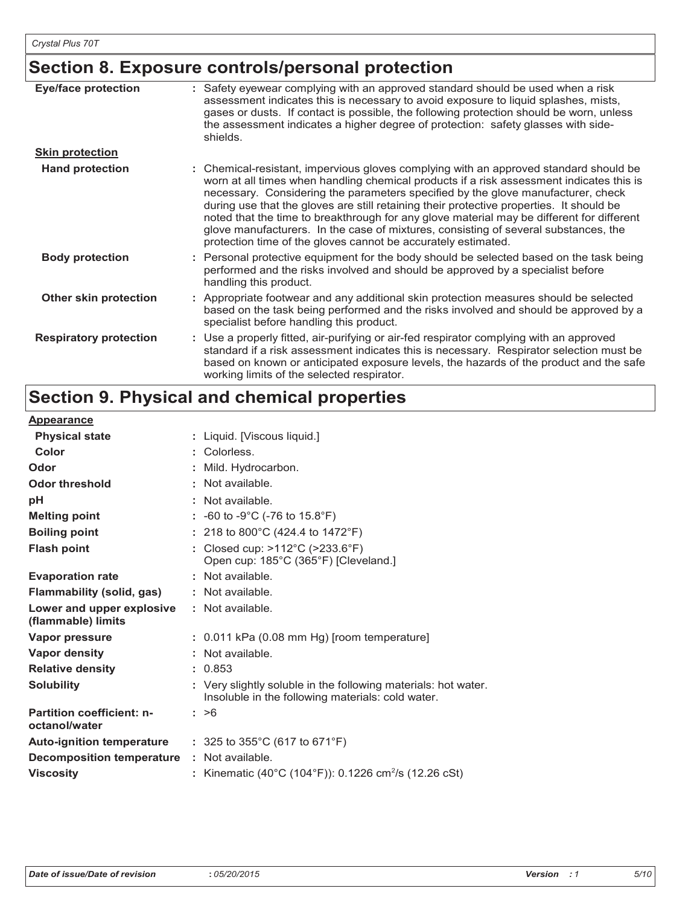## Section 8. Exposure controls/personal protection

**Eye/face protection** : Safety eyewear complying with an approved standard should be used when a risk assessment indicates this is necessary to avoid exposure to liquid splashes, mists, gases or dusts. If contact is possible, the following protection should be worn, unless the assessment indicates a higher degree of protection: safety glasses with side-shields.

**Skin protection**

**Hand protection** : Chemical-resistant, impervious gloves complying with an approved standard should be worn at all times when handling chemical products if a risk assessment indicates this is necessary. Considering the parameters specified by the glove manufacturer, check during use that the gloves are still retaining their protective properties. It should be noted that the time to breakthrough for any glove material may be different for different glove manufacturers. In the case of mixtures, consisting of several substances, the protection time of the gloves cannot be accurately estimated.

**Body protection** : Personal protective equipment for the body should be selected based on the task being performed and the risks involved and should be approved by a specialist before handling this product.

**Other skin protection** : Appropriate footwear and any additional skin protection measures should be selected based on the task being performed and the risks involved and should be approved by a specialist before handling this product.

**Respiratory protection** : Use a properly fitted, air-purifying or air-fed respirator complying with an approved standard if a risk assessment indicates this is necessary. Respirator selection must be based on known or anticipated exposure levels, the hazards of the product and the safe working limits of the selected respirator.

## Section 9. Physical and chemical properties

**Appearance**

| Property | Value |
|---|---|
| **Physical state** | Liquid. [Viscous liquid.] |
| **Color** | Colorless. |
| **Odor** | Mild. Hydrocarbon. |
| **Odor threshold** | Not available. |
| **pH** | Not available. |
| **Melting point** | -60 to -9°C (-76 to 15.8°F) |
| **Boiling point** | 218 to 800°C (424.4 to 1472°F) |
| **Flash point** | Closed cup: >112°C (>233.6°F)<br>Open cup: 185°C (365°F) [Cleveland.] |
| **Evaporation rate** | Not available. |
| **Flammability (solid, gas)** | Not available. |
| **Lower and upper explosive (flammable) limits** | Not available. |
| **Vapor pressure** | 0.011 kPa (0.08 mm Hg) [room temperature] |
| **Vapor density** | Not available. |
| **Relative density** | 0.853 |
| **Solubility** | Very slightly soluble in the following materials: hot water.<br>Insoluble in the following materials: cold water. |
| **Partition coefficient: n-octanol/water** | >6 |
| **Auto-ignition temperature** | 325 to 355°C (617 to 671°F) |
| **Decomposition temperature** | Not available. |
| **Viscosity** | Kinematic (40°C (104°F)): 0.1226 $cm^2/s$ (12.26 cSt) |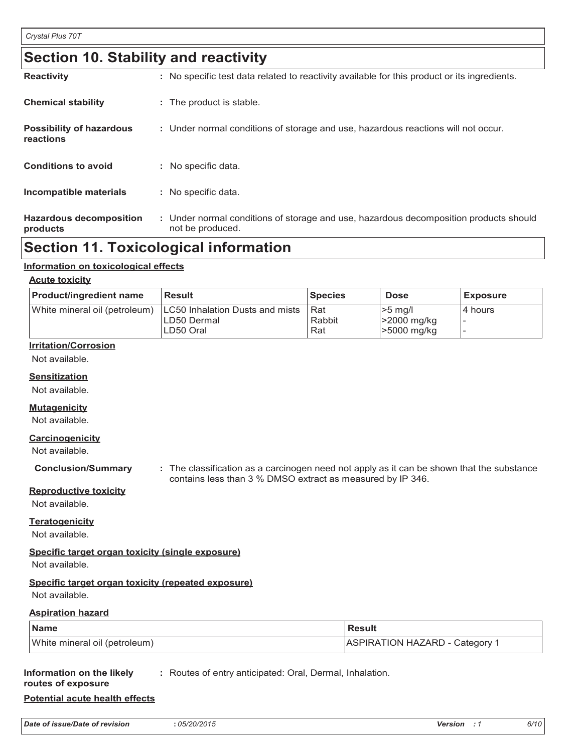## Section 10. Stability and reactivity

**Reactivity** : No specific test data related to reactivity available for this product or its ingredients.

**Chemical stability** : The product is stable.

**Possibility of hazardous reactions** : Under normal conditions of storage and use, hazardous reactions will not occur.

**Conditions to avoid** : No specific data.

**Incompatible materials** : No specific data.

**Hazardous decomposition products** : Under normal conditions of storage and use, hazardous decomposition products should not be produced.

## Section 11. Toxicological information

**Information on toxicological effects**

**Acute toxicity**

| Product/ingredient name | Result | Species | Dose | Exposure |
|---|---|---|---|---|
| White mineral oil (petroleum) | LC50 Inhalation Dusts and mists<br>LD50 Dermal<br>LD50 Oral | Rat<br>Rabbit<br>Rat | >5 mg/l<br>>2000 mg/kg<br>>5000 mg/kg | 4 hours<br>-<br>- |

**Irritation/Corrosion**

Not available.

**Sensitization**

Not available.

**Mutagenicity**

Not available.

**Carcinogenicity**

Not available.

**Conclusion/Summary** : The classification as a carcinogen need not apply as it can be shown that the substance contains less than 3 % DMSO extract as measured by IP 346.

**Reproductive toxicity**

Not available.

**Teratogenicity**

Not available.

**Specific target organ toxicity (single exposure)**

Not available.

**Specific target organ toxicity (repeated exposure)**

Not available.

**Aspiration hazard**

| Name | Result |
|---|---|
| White mineral oil (petroleum) | ASPIRATION HAZARD - Category 1 |

**Information on the likely routes of exposure** : Routes of entry anticipated: Oral, Dermal, Inhalation.

**Potential acute health effects**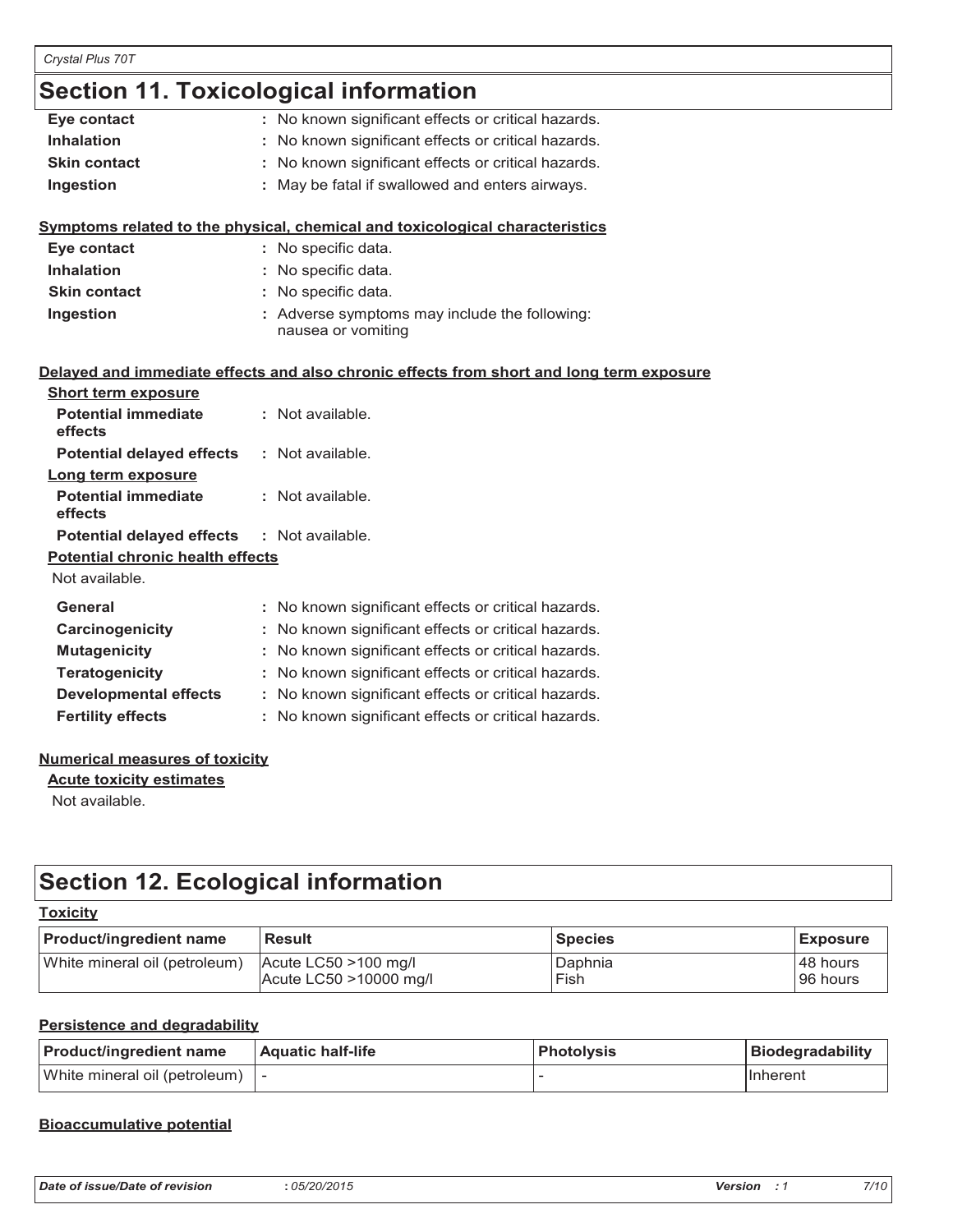## Section 11. Toxicological information

**Eye contact** : No known significant effects or critical hazards.
**Inhalation** : No known significant effects or critical hazards.
**Skin contact** : No known significant effects or critical hazards.
**Ingestion** : May be fatal if swallowed and enters airways.

**Symptoms related to the physical, chemical and toxicological characteristics**

**Eye contact** : No specific data.
**Inhalation** : No specific data.
**Skin contact** : No specific data.
**Ingestion** : Adverse symptoms may include the following: nausea or vomiting

**Delayed and immediate effects and also chronic effects from short and long term exposure**

**Short term exposure**

**Potential immediate effects** : Not available.
**Potential delayed effects** : Not available.

**Long term exposure**

**Potential immediate effects** : Not available.
**Potential delayed effects** : Not available.

**Potential chronic health effects**

Not available.

**General** : No known significant effects or critical hazards.
**Carcinogenicity** : No known significant effects or critical hazards.
**Mutagenicity** : No known significant effects or critical hazards.
**Teratogenicity** : No known significant effects or critical hazards.
**Developmental effects** : No known significant effects or critical hazards.
**Fertility effects** : No known significant effects or critical hazards.

**Numerical measures of toxicity**

**Acute toxicity estimates**

Not available.

## Section 12. Ecological information

**Toxicity**

| Product/ingredient name | Result | Species | Exposure |
|---|---|---|---|
| White mineral oil (petroleum) | Acute LC50 >100 mg/l<br>Acute LC50 >10000 mg/l | Daphnia<br>Fish | 48 hours<br>96 hours |

**Persistence and degradability**

| Product/ingredient name | Aquatic half-life | Photolysis | Biodegradability |
|---|---|---|---|
| White mineral oil (petroleum) | - | - | Inherent |

**Bioaccumulative potential**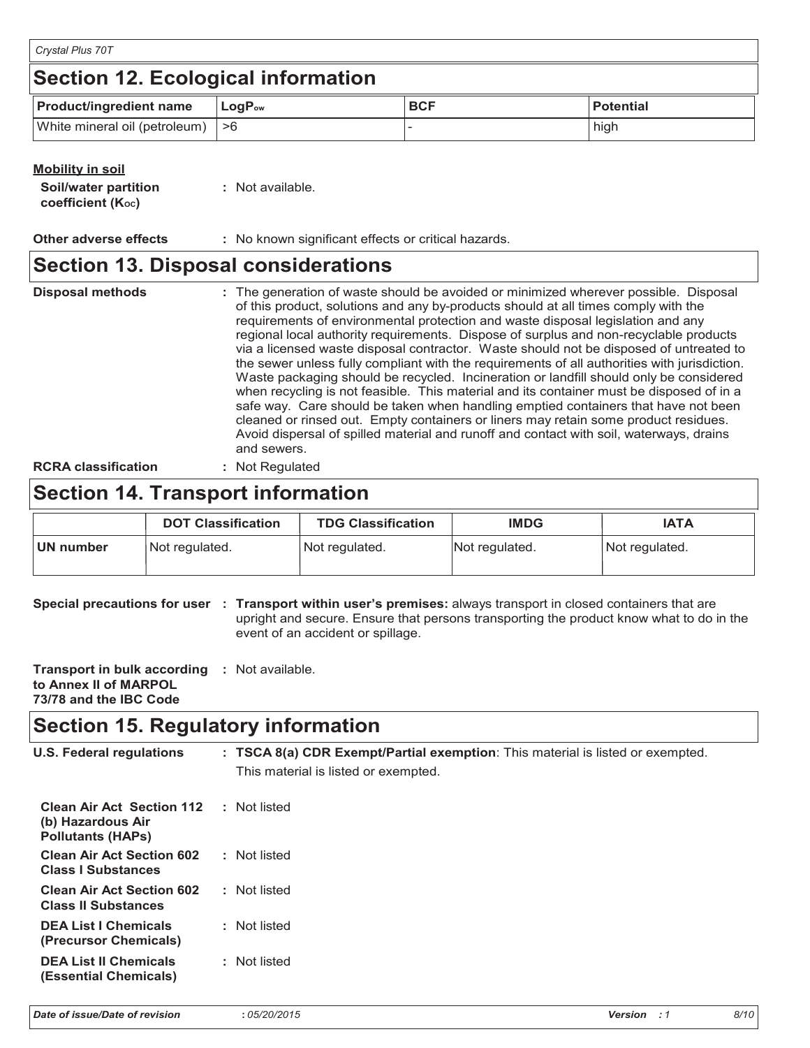## Section 12. Ecological information

| Product/ingredient name | $LogP_{ow}$ | BCF | Potential |
| --- | --- | --- | --- |
| White mineral oil (petroleum) | >6 | - | high |

**Mobility in soil**

**Soil/water partition coefficient ($K_{OC}$)** : Not available.

**Other adverse effects** : No known significant effects or critical hazards.

## Section 13. Disposal considerations

**Disposal methods** : The generation of waste should be avoided or minimized wherever possible. Disposal of this product, solutions and any by-products should at all times comply with the requirements of environmental protection and waste disposal legislation and any regional local authority requirements. Dispose of surplus and non-recyclable products via a licensed waste disposal contractor. Waste should not be disposed of untreated to the sewer unless fully compliant with the requirements of all authorities with jurisdiction. Waste packaging should be recycled. Incineration or landfill should only be considered when recycling is not feasible. This material and its container must be disposed of in a safe way. Care should be taken when handling emptied containers that have not been cleaned or rinsed out. Empty containers or liners may retain some product residues. Avoid dispersal of spilled material and runoff and contact with soil, waterways, drains and sewers.

**RCRA classification** : Not Regulated

## Section 14. Transport information

| | DOT Classification | TDG Classification | IMDG | IATA |
| --- | --- | --- | --- | --- |
| **UN number** | Not regulated. | Not regulated. | Not regulated. | Not regulated. |

**Special precautions for user** : **Transport within user's premises:** always transport in closed containers that are upright and secure. Ensure that persons transporting the product know what to do in the event of an accident or spillage.

**Transport in bulk according to Annex II of MARPOL 73/78 and the IBC Code** : Not available.

## Section 15. Regulatory information

**U.S. Federal regulations** : **TSCA 8(a) CDR Exempt/Partial exemption**: This material is listed or exempted.

This material is listed or exempted.

**Clean Air Act Section 112 (b) Hazardous Air Pollutants (HAPs)** : Not listed

**Clean Air Act Section 602 Class I Substances** : Not listed

**Clean Air Act Section 602 Class II Substances** : Not listed

**DEA List I Chemicals (Precursor Chemicals)** : Not listed

**DEA List II Chemicals (Essential Chemicals)** : Not listed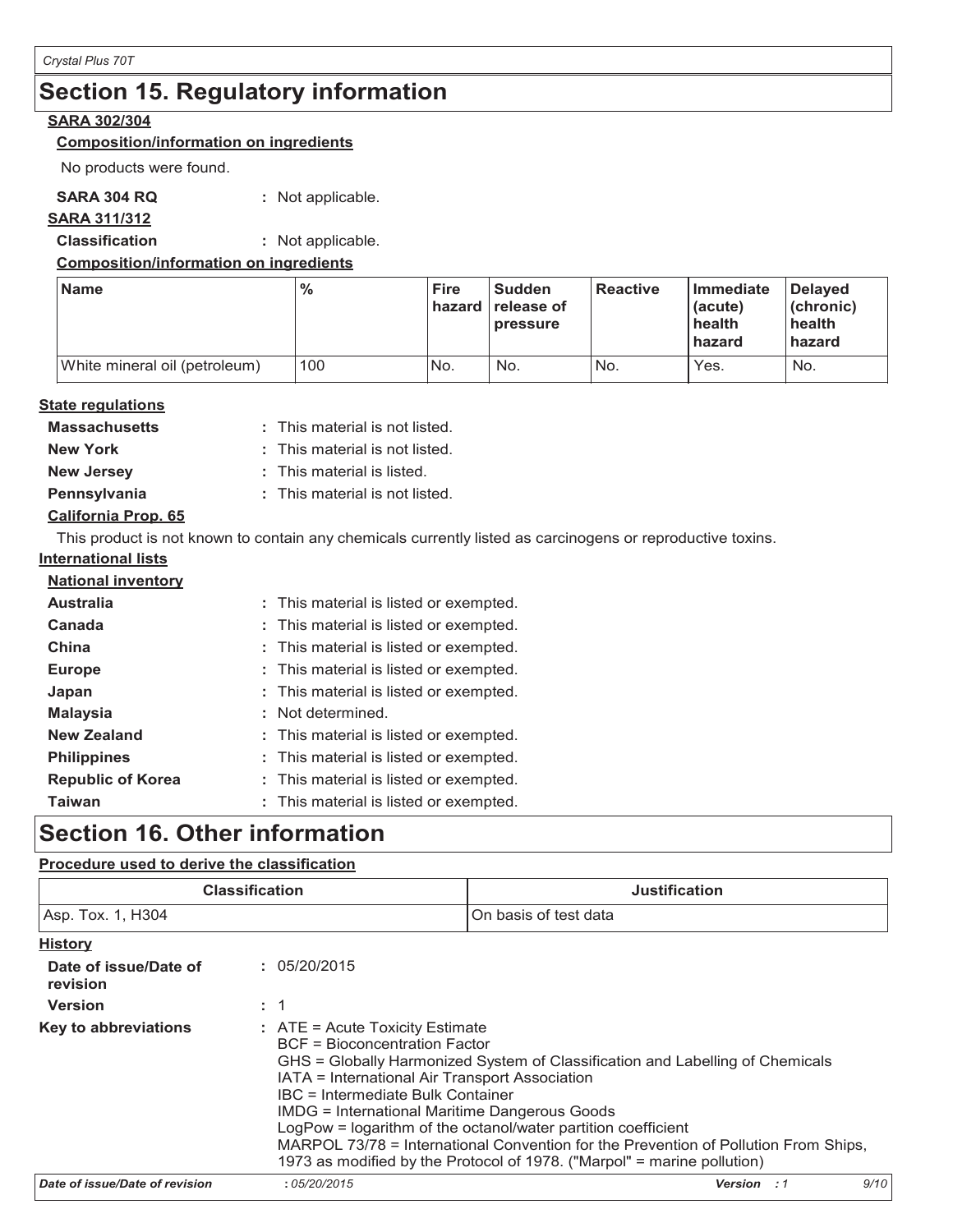## Section 15. Regulatory information

**SARA 302/304**

**Composition/information on ingredients**

No products were found.

**SARA 304 RQ** : Not applicable.

**SARA 311/312**

**Classification** : Not applicable.

**Composition/information on ingredients**

| Name | % | Fire hazard | Sudden release of pressure | Reactive | Immediate (acute) health hazard | Delayed (chronic) health hazard |
|---|---|---|---|---|---|---|
| White mineral oil (petroleum) | 100 | No. | No. | No. | Yes. | No. |

**State regulations**

**Massachusetts** : This material is not listed.

**New York** : This material is not listed.

**New Jersey** : This material is listed.

**Pennsylvania** : This material is not listed.

**California Prop. 65**

This product is not known to contain any chemicals currently listed as carcinogens or reproductive toxins.

**International lists**

**National inventory**

**Australia** : This material is listed or exempted.

**Canada** : This material is listed or exempted.

**China** : This material is listed or exempted.

**Europe** : This material is listed or exempted.

**Japan** : This material is listed or exempted.

**Malaysia** : Not determined.

**New Zealand** : This material is listed or exempted.

**Philippines** : This material is listed or exempted.

**Republic of Korea** : This material is listed or exempted.

**Taiwan** : This material is listed or exempted.

## Section 16. Other information

**Procedure used to derive the classification**

| Classification | Justification |
|---|---|
| Asp. Tox. 1, H304 | On basis of test data |

**History**

**Date of issue/Date of revision** : 05/20/2015

**Version** : 1

**Key to abbreviations** : ATE = Acute Toxicity Estimate
BCF = Bioconcentration Factor
GHS = Globally Harmonized System of Classification and Labelling of Chemicals
IATA = International Air Transport Association
IBC = Intermediate Bulk Container
IMDG = International Maritime Dangerous Goods
LogPow = logarithm of the octanol/water partition coefficient
MARPOL 73/78 = International Convention for the Prevention of Pollution From Ships, 1973 as modified by the Protocol of 1978. ("Marpol" = marine pollution)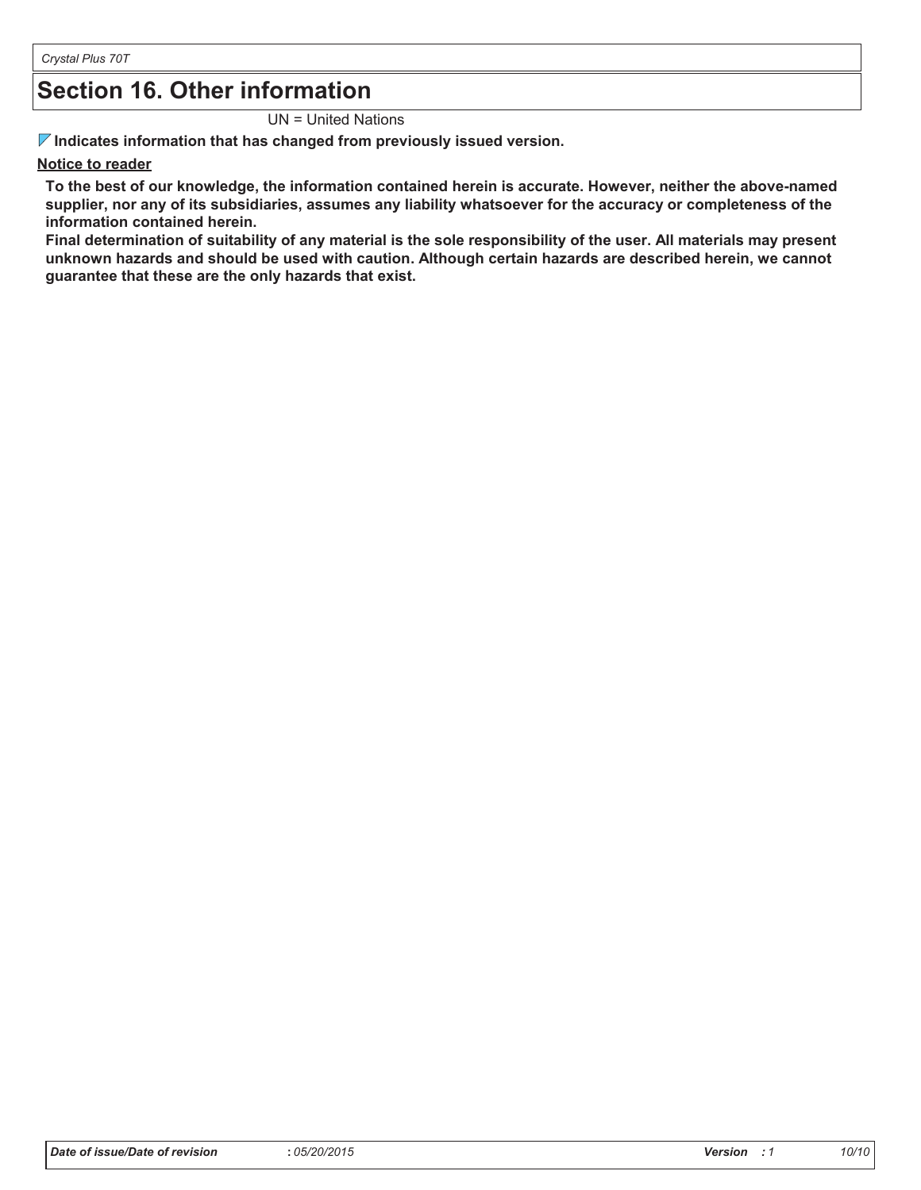# Section 16. Other information

UN = United Nations

**Indicates information that has changed from previously issued version.**

**Notice to reader**

**To the best of our knowledge, the information contained herein is accurate. However, neither the above-named supplier, nor any of its subsidiaries, assumes any liability whatsoever for the accuracy or completeness of the information contained herein.**

**Final determination of suitability of any material is the sole responsibility of the user. All materials may present unknown hazards and should be used with caution. Although certain hazards are described herein, we cannot guarantee that these are the only hazards that exist.**